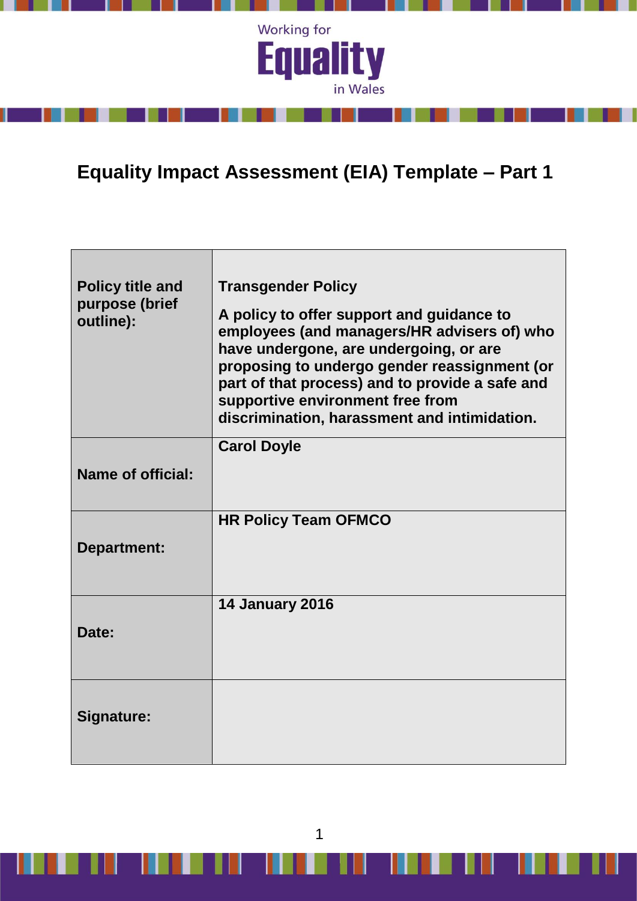Working for **Equality** in Wales

# Equality Impact Assessment (EIA) Template – Part 1

| | |
|---|---|
| **Policy title and purpose (brief outline):** | **Transgender Policy**<br><br>**A policy to offer support and guidance to employees (and managers/HR advisers of) who have undergone, are undergoing, or are proposing to undergo gender reassignment (or part of that process) and to provide a safe and supportive environment free from discrimination, harassment and intimidation.** |
| **Name of official:** | **Carol Doyle** |
| **Department:** | **HR Policy Team OFMCO** |
| **Date:** | **14 January 2016** |
| **Signature:** | |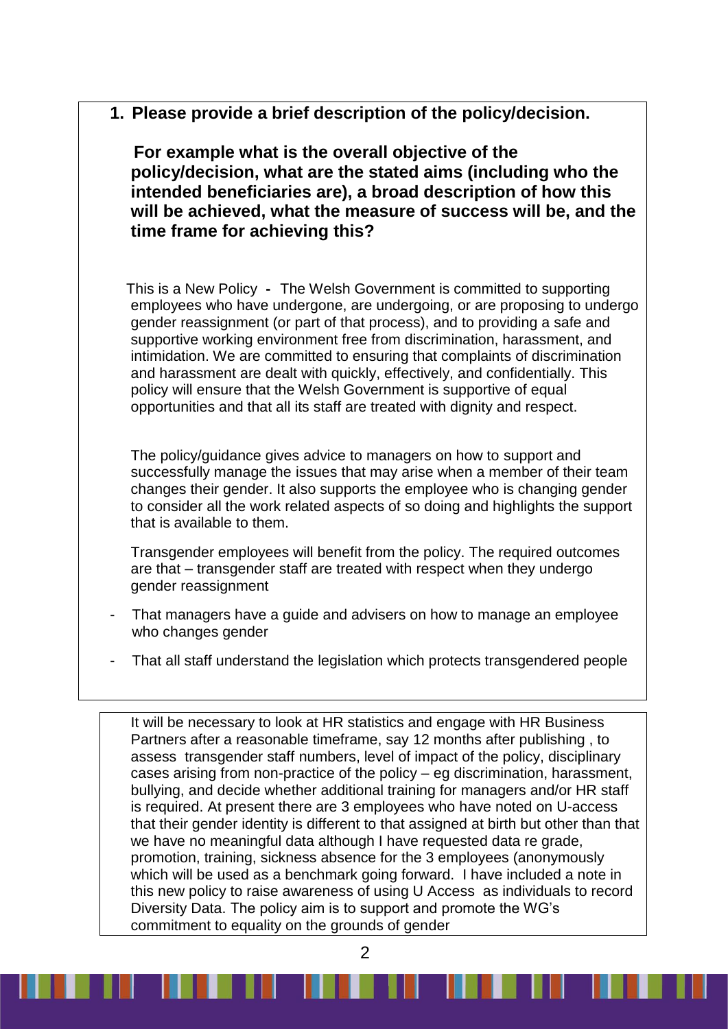## 1. Please provide a brief description of the policy/decision.

**For example what is the overall objective of the policy/decision, what are the stated aims (including who the intended beneficiaries are), a broad description of how this will be achieved, what the measure of success will be, and the time frame for achieving this?**

This is a New Policy **-** The Welsh Government is committed to supporting employees who have undergone, are undergoing, or are proposing to undergo gender reassignment (or part of that process), and to providing a safe and supportive working environment free from discrimination, harassment, and intimidation. We are committed to ensuring that complaints of discrimination and harassment are dealt with quickly, effectively, and confidentially. This policy will ensure that the Welsh Government is supportive of equal opportunities and that all its staff are treated with dignity and respect.

The policy/guidance gives advice to managers on how to support and successfully manage the issues that may arise when a member of their team changes their gender. It also supports the employee who is changing gender to consider all the work related aspects of so doing and highlights the support that is available to them.

Transgender employees will benefit from the policy. The required outcomes are that – transgender staff are treated with respect when they undergo gender reassignment

- That managers have a guide and advisers on how to manage an employee who changes gender
- That all staff understand the legislation which protects transgendered people

It will be necessary to look at HR statistics and engage with HR Business Partners after a reasonable timeframe, say 12 months after publishing , to assess transgender staff numbers, level of impact of the policy, disciplinary cases arising from non-practice of the policy – eg discrimination, harassment, bullying, and decide whether additional training for managers and/or HR staff is required. At present there are 3 employees who have noted on U-access that their gender identity is different to that assigned at birth but other than that we have no meaningful data although I have requested data re grade, promotion, training, sickness absence for the 3 employees (anonymously which will be used as a benchmark going forward. I have included a note in this new policy to raise awareness of using U Access as individuals to record Diversity Data. The policy aim is to support and promote the WG's commitment to equality on the grounds of gender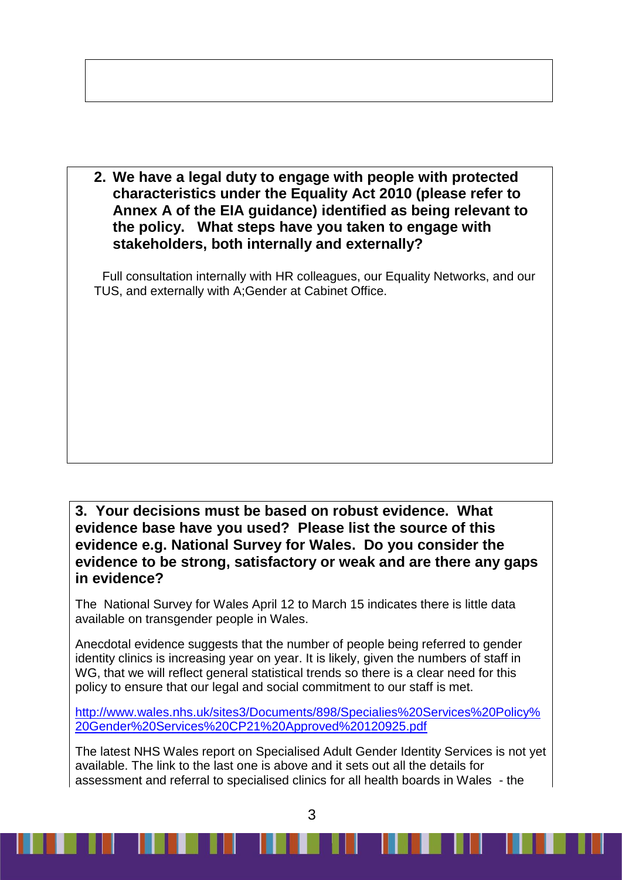**2. We have a legal duty to engage with people with protected characteristics under the Equality Act 2010 (please refer to Annex A of the EIA guidance) identified as being relevant to the policy. What steps have you taken to engage with stakeholders, both internally and externally?**

Full consultation internally with HR colleagues, our Equality Networks, and our TUS, and externally with A;Gender at Cabinet Office.

**3. Your decisions must be based on robust evidence. What evidence base have you used? Please list the source of this evidence e.g. National Survey for Wales. Do you consider the evidence to be strong, satisfactory or weak and are there any gaps in evidence?**

The National Survey for Wales April 12 to March 15 indicates there is little data available on transgender people in Wales.

Anecdotal evidence suggests that the number of people being referred to gender identity clinics is increasing year on year. It is likely, given the numbers of staff in WG, that we will reflect general statistical trends so there is a clear need for this policy to ensure that our legal and social commitment to our staff is met.

http://www.wales.nhs.uk/sites3/Documents/898/Specialies%20Services%20Policy%20Gender%20Services%20CP21%20Approved%20120925.pdf

The latest NHS Wales report on Specialised Adult Gender Identity Services is not yet available. The link to the last one is above and it sets out all the details for assessment and referral to specialised clinics for all health boards in Wales - the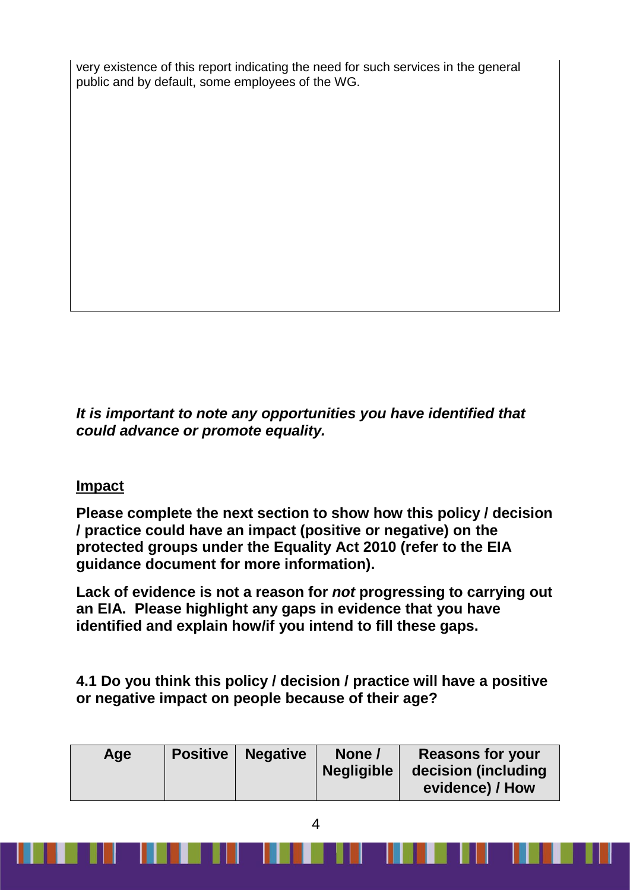very existence of this report indicating the need for such services in the general public and by default, some employees of the WG.

***It is important to note any opportunities you have identified that could advance or promote equality.***

**<u>Impact</u>**

**Please complete the next section to show how this policy / decision / practice could have an impact (positive or negative) on the protected groups under the Equality Act 2010 (refer to the EIA guidance document for more information).**

**Lack of evidence is not a reason for *not* progressing to carrying out an EIA. Please highlight any gaps in evidence that you have identified and explain how/if you intend to fill these gaps.**

**4.1 Do you think this policy / decision / practice will have a positive or negative impact on people because of their age?**

| Age | Positive | Negative | None / Negligible | Reasons for your decision (including evidence) / How |
|---|---|---|---|---|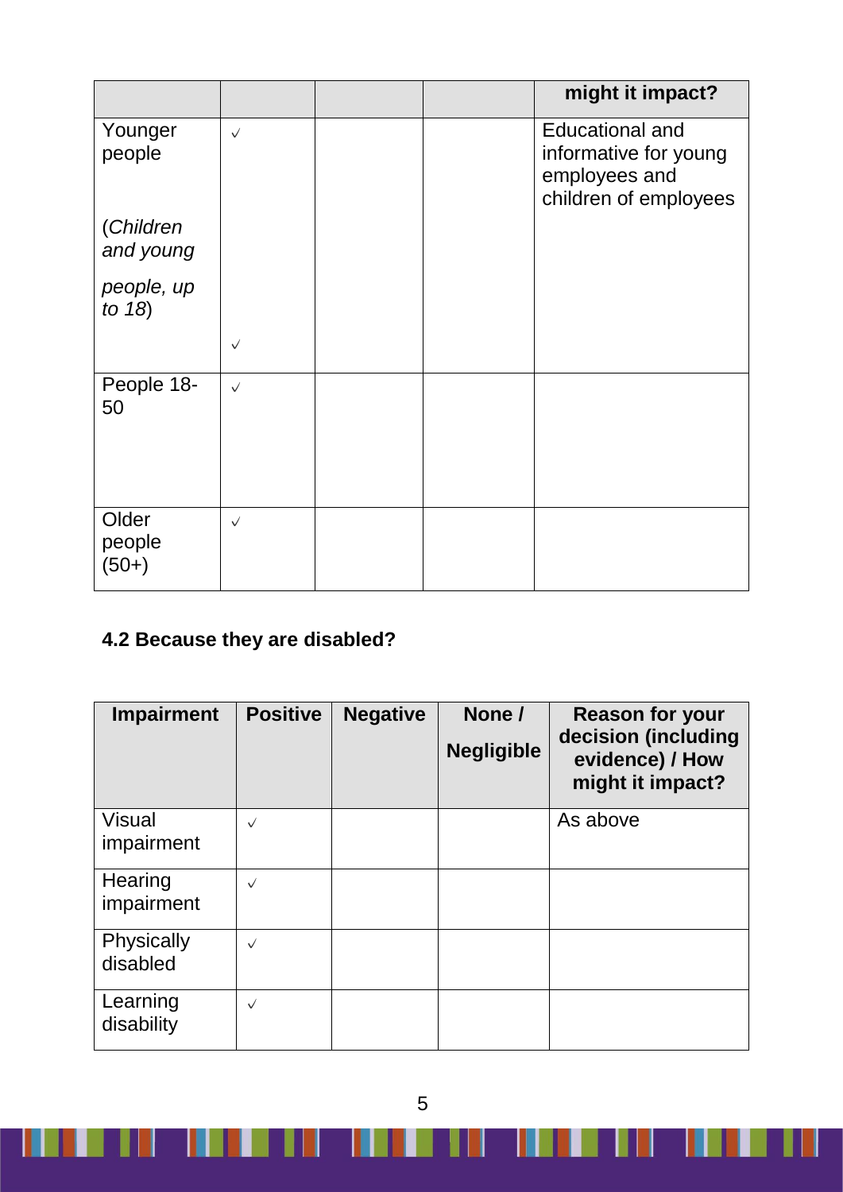| | | | | might it impact? |
|---|---|---|---|---|
| Younger people<br><br>(*Children and young people, up to 18*) | √<br><br>√ | | | Educational and informative for young employees and children of employees |
| People 18-50 | √ | | | |
| Older people (50+) | √ | | | |

**4.2 Because they are disabled?**

| Impairment | Positive | Negative | None / Negligible | Reason for your decision (including evidence) / How might it impact? |
|---|---|---|---|---|
| Visual impairment | √ | | | As above |
| Hearing impairment | √ | | | |
| Physically disabled | √ | | | |
| Learning disability | √ | | | |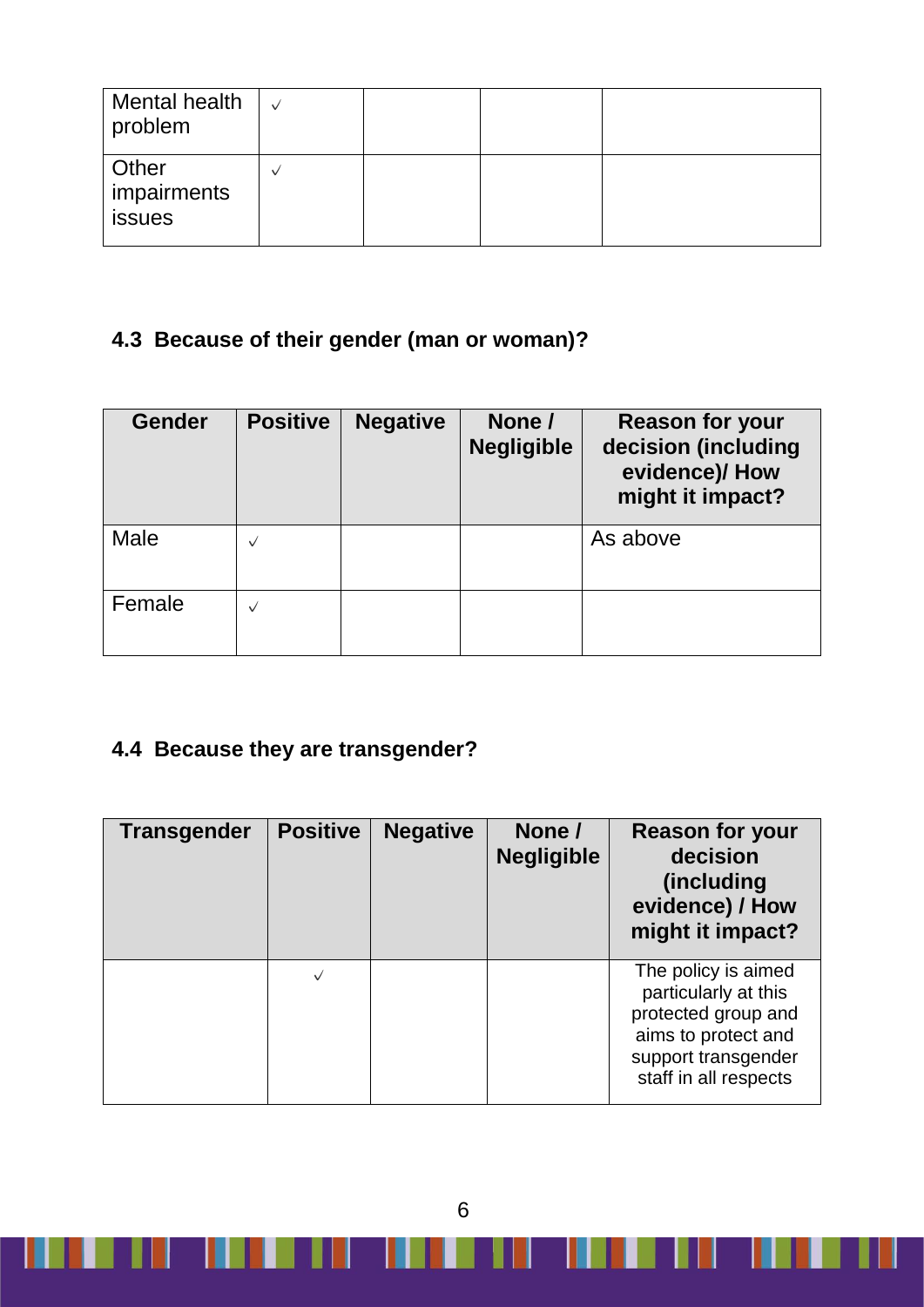| Mental health problem | √ | | | |
|---|---|---|---|---|
| Other impairments issues | √ | | | |

### 4.3 Because of their gender (man or woman)?

| Gender | Positive | Negative | None / Negligible | Reason for your decision (including evidence)/ How might it impact? |
|---|---|---|---|---|
| Male | √ | | | As above |
| Female | √ | | | |

### 4.4 Because they are transgender?

| Transgender | Positive | Negative | None / Negligible | Reason for your decision (including evidence) / How might it impact? |
|---|---|---|---|---|
| | √ | | | The policy is aimed particularly at this protected group and aims to protect and support transgender staff in all respects |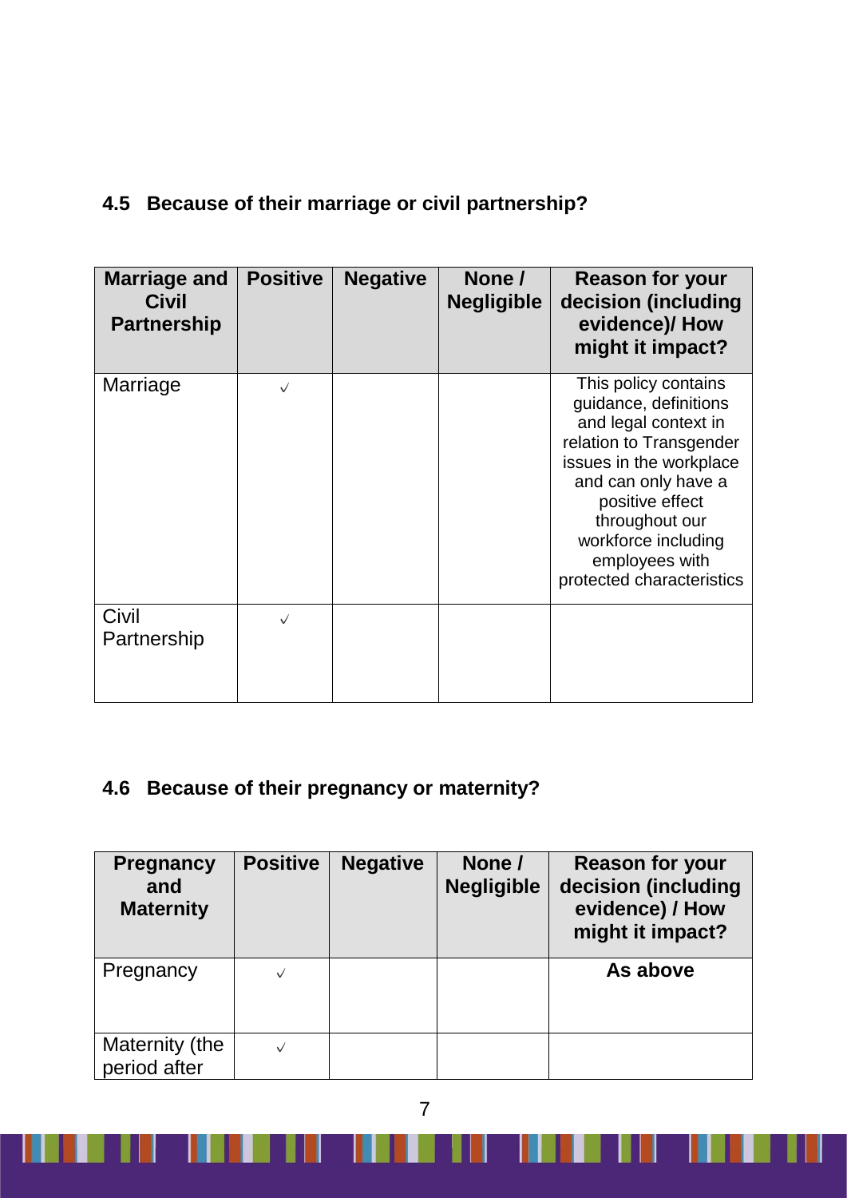### 4.5 Because of their marriage or civil partnership?

| Marriage and Civil Partnership | Positive | Negative | None / Negligible | Reason for your decision (including evidence)/ How might it impact? |
|---|---|---|---|---|
| Marriage | ✓ | | | This policy contains guidance, definitions and legal context in relation to Transgender issues in the workplace and can only have a positive effect throughout our workforce including employees with protected characteristics |
| Civil Partnership | ✓ | | | |

### 4.6 Because of their pregnancy or maternity?

| Pregnancy and Maternity | Positive | Negative | None / Negligible | Reason for your decision (including evidence) / How might it impact? |
|---|---|---|---|---|
| Pregnancy | ✓ | | | **As above** |
| Maternity (the period after | ✓ | | | |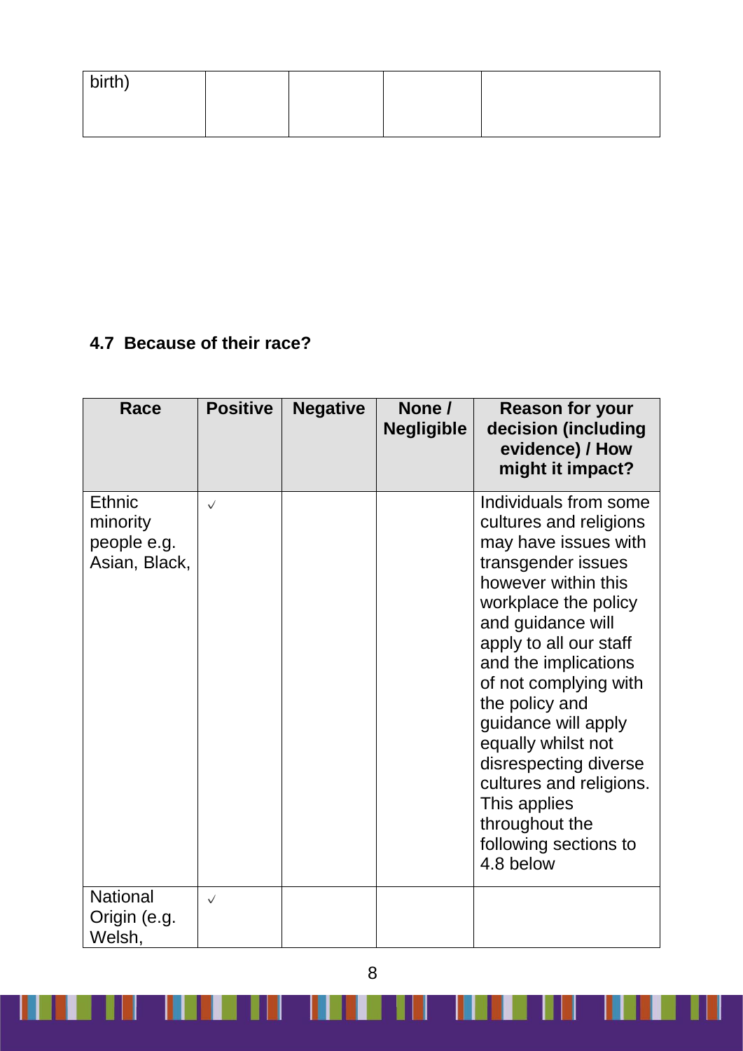| birth) | | | | |
|---|---|---|---|---|

### 4.7 Because of their race?

| Race | Positive | Negative | None / Negligible | Reason for your decision (including evidence) / How might it impact? |
|---|---|---|---|---|
| Ethnic minority people e.g. Asian, Black, | ✓ | | | Individuals from some cultures and religions may have issues with transgender issues however within this workplace the policy and guidance will apply to all our staff and the implications of not complying with the policy and guidance will apply equally whilst not disrespecting diverse cultures and religions. This applies throughout the following sections to 4.8 below |
| National Origin (e.g. Welsh, | ✓ | | | |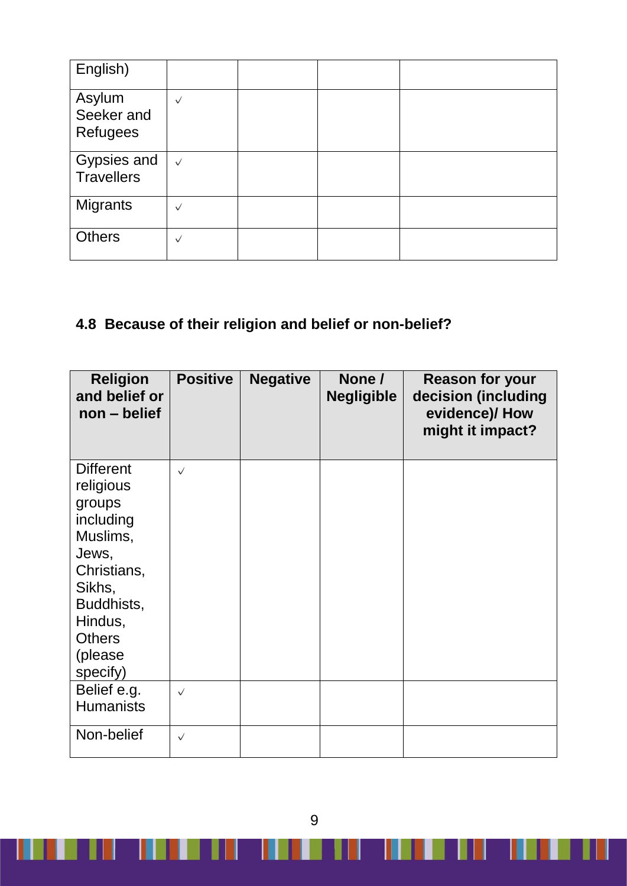| English) | | | | |
|---|---|---|---|---|
| Asylum Seeker and Refugees | √ | | | |
| Gypsies and Travellers | √ | | | |
| Migrants | √ | | | |
| Others | √ | | | |

### 4.8 Because of their religion and belief or non-belief?

| Religion and belief or non – belief | Positive | Negative | None / Negligible | Reason for your decision (including evidence)/ How might it impact? |
|---|---|---|---|---|
| Different religious groups including Muslims, Jews, Christians, Sikhs, Buddhists, Hindus, Others (please specify) | √ | | | |
| Belief e.g. Humanists | √ | | | |
| Non-belief | √ | | | |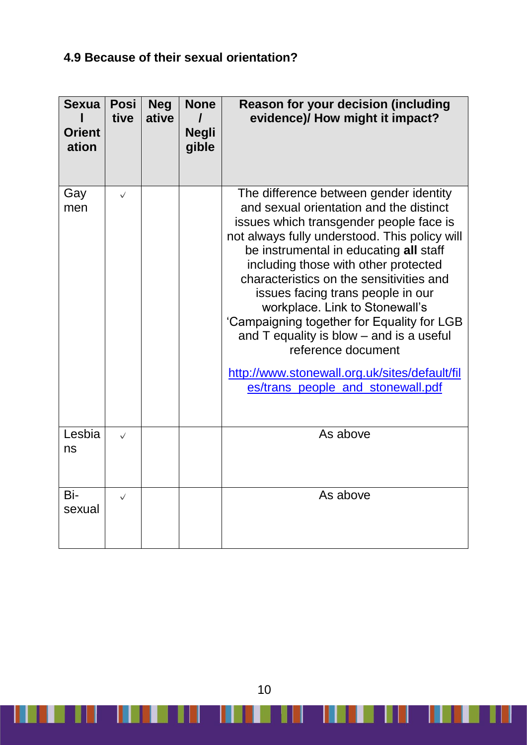#### 4.9 Because of their sexual orientation?

| Sexual Orientation | Positive | Negative | None / Negligible | Reason for your decision (including evidence)/ How might it impact? |
|---|---|---|---|---|
| Gay men | √ | | | The difference between gender identity and sexual orientation and the distinct issues which transgender people face is not always fully understood. This policy will be instrumental in educating **all** staff including those with other protected characteristics on the sensitivities and issues facing trans people in our workplace. Link to Stonewall's 'Campaigning together for Equality for LGB and T equality is blow – and is a useful reference document<br><br>http://www.stonewall.org.uk/sites/default/files/trans_people_and_stonewall.pdf |
| Lesbians | √ | | | As above |
| Bi-sexual | √ | | | As above |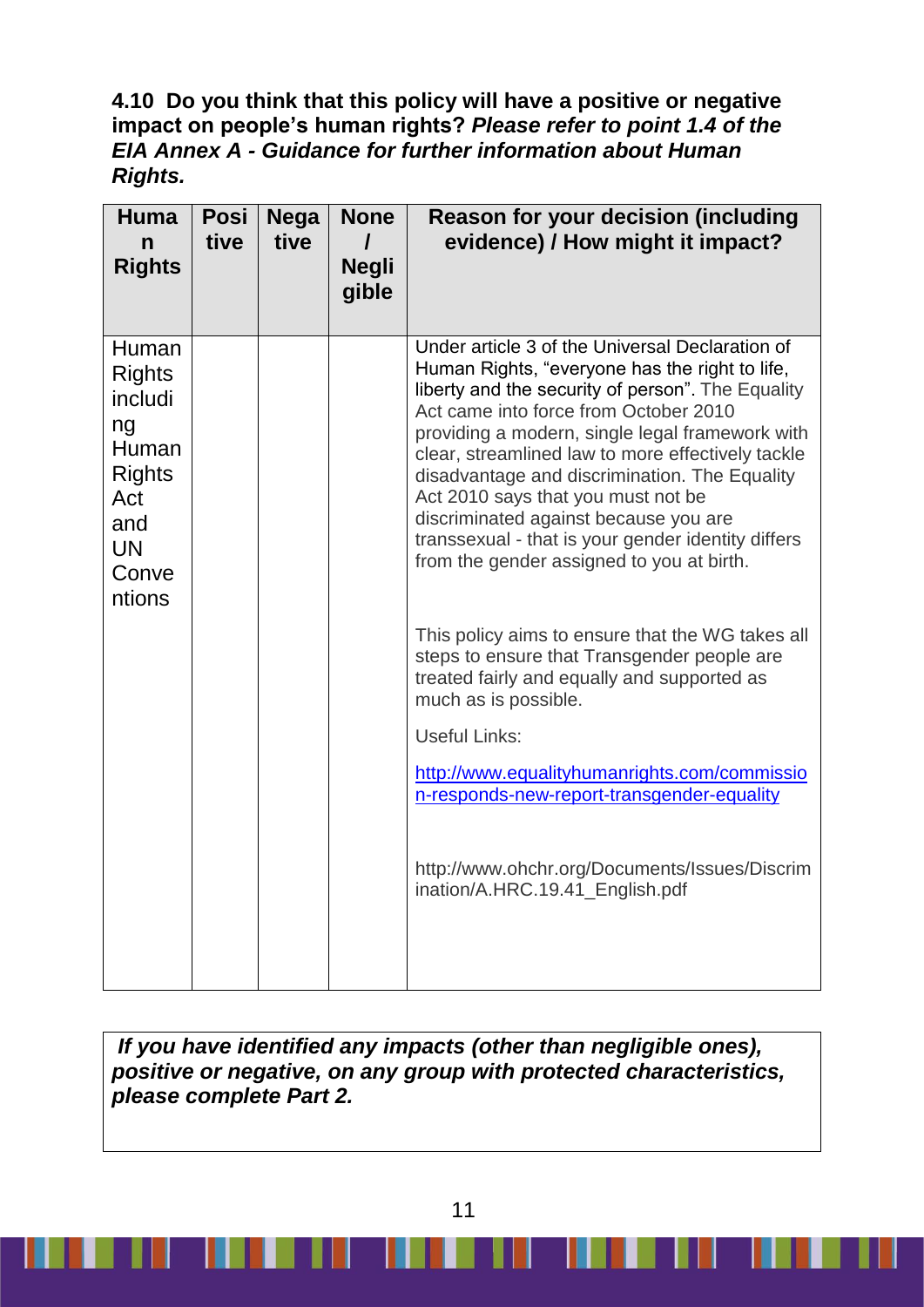**4.10 Do you think that this policy will have a positive or negative impact on people's human rights?** ***Please refer to point 1.4 of the EIA Annex A - Guidance for further information about Human Rights.***

| Human Rights | Positive | Negative | None / Negligible | Reason for your decision (including evidence) / How might it impact? |
|---|---|---|---|---|
| Human Rights including Human Rights Act and UN Conventions | | | | Under article 3 of the Universal Declaration of Human Rights, "everyone has the right to life, liberty and the security of person". The Equality Act came into force from October 2010 providing a modern, single legal framework with clear, streamlined law to more effectively tackle disadvantage and discrimination. The Equality Act 2010 says that you must not be discriminated against because you are transsexual - that is your gender identity differs from the gender assigned to you at birth.<br><br>This policy aims to ensure that the WG takes all steps to ensure that Transgender people are treated fairly and equally and supported as much as is possible.<br><br>Useful Links:<br><br>http://www.equalityhumanrights.com/commission-responds-new-report-transgender-equality<br><br>http://www.ohchr.org/Documents/Issues/Discrimination/A.HRC.19.41_English.pdf |

***If you have identified any impacts (other than negligible ones), positive or negative, on any group with protected characteristics, please complete Part 2.***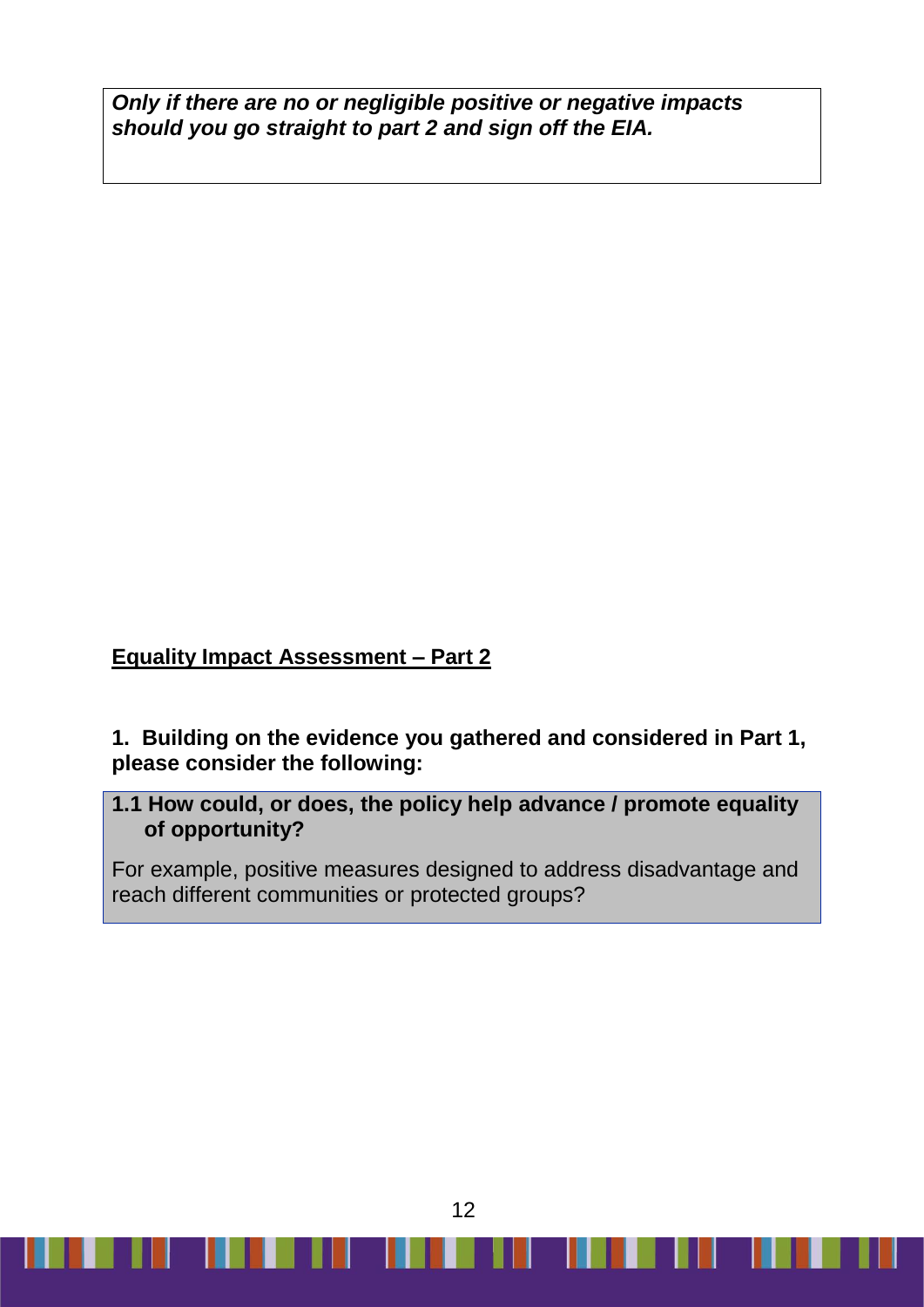***Only if there are no or negligible positive or negative impacts should you go straight to part 2 and sign off the EIA.***

## Equality Impact Assessment – Part 2

**1. Building on the evidence you gathered and considered in Part 1, please consider the following:**

**1.1 How could, or does, the policy help advance / promote equality of opportunity?**

For example, positive measures designed to address disadvantage and reach different communities or protected groups?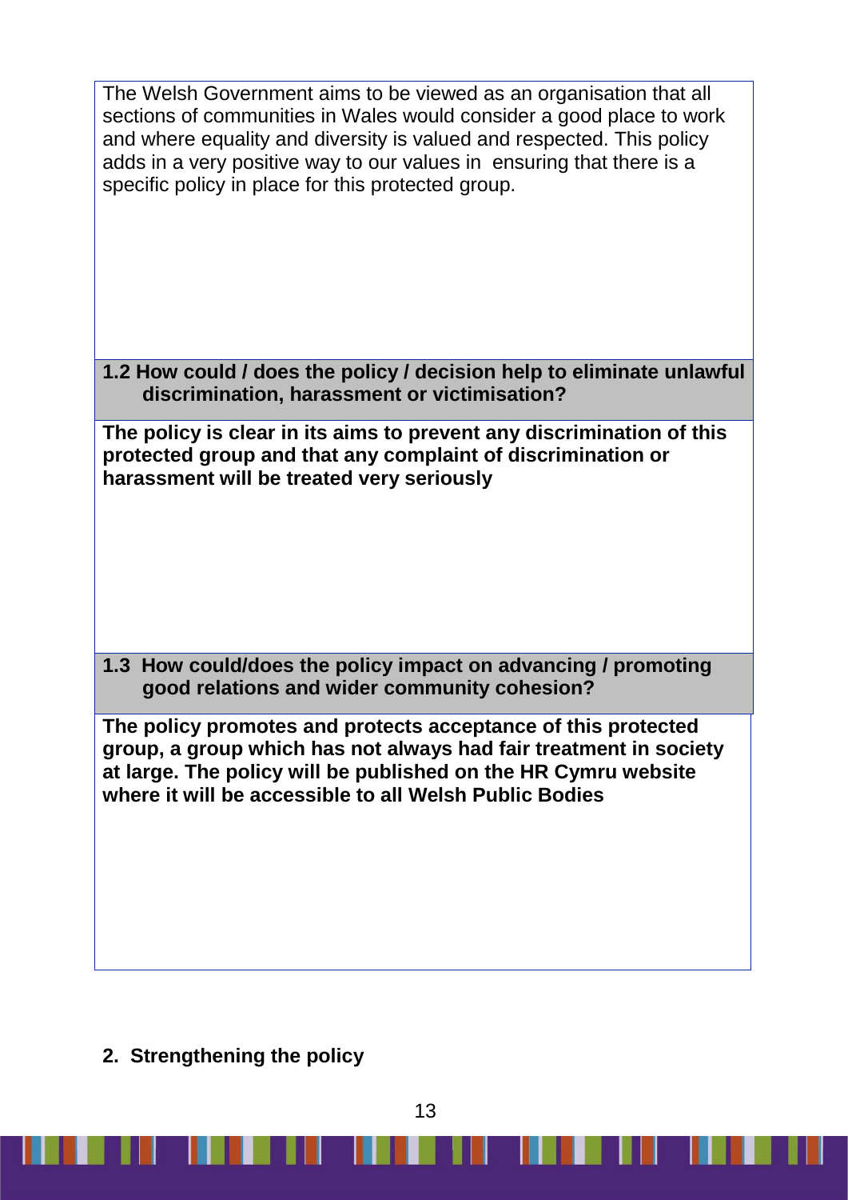The Welsh Government aims to be viewed as an organisation that all sections of communities in Wales would consider a good place to work and where equality and diversity is valued and respected. This policy adds in a very positive way to our values in ensuring that there is a specific policy in place for this protected group.

**1.2 How could / does the policy / decision help to eliminate unlawful discrimination, harassment or victimisation?**

**The policy is clear in its aims to prevent any discrimination of this protected group and that any complaint of discrimination or harassment will be treated very seriously**

**1.3 How could/does the policy impact on advancing / promoting good relations and wider community cohesion?**

**The policy promotes and protects acceptance of this protected group, a group which has not always had fair treatment in society at large. The policy will be published on the HR Cymru website where it will be accessible to all Welsh Public Bodies**

## 2. Strengthening the policy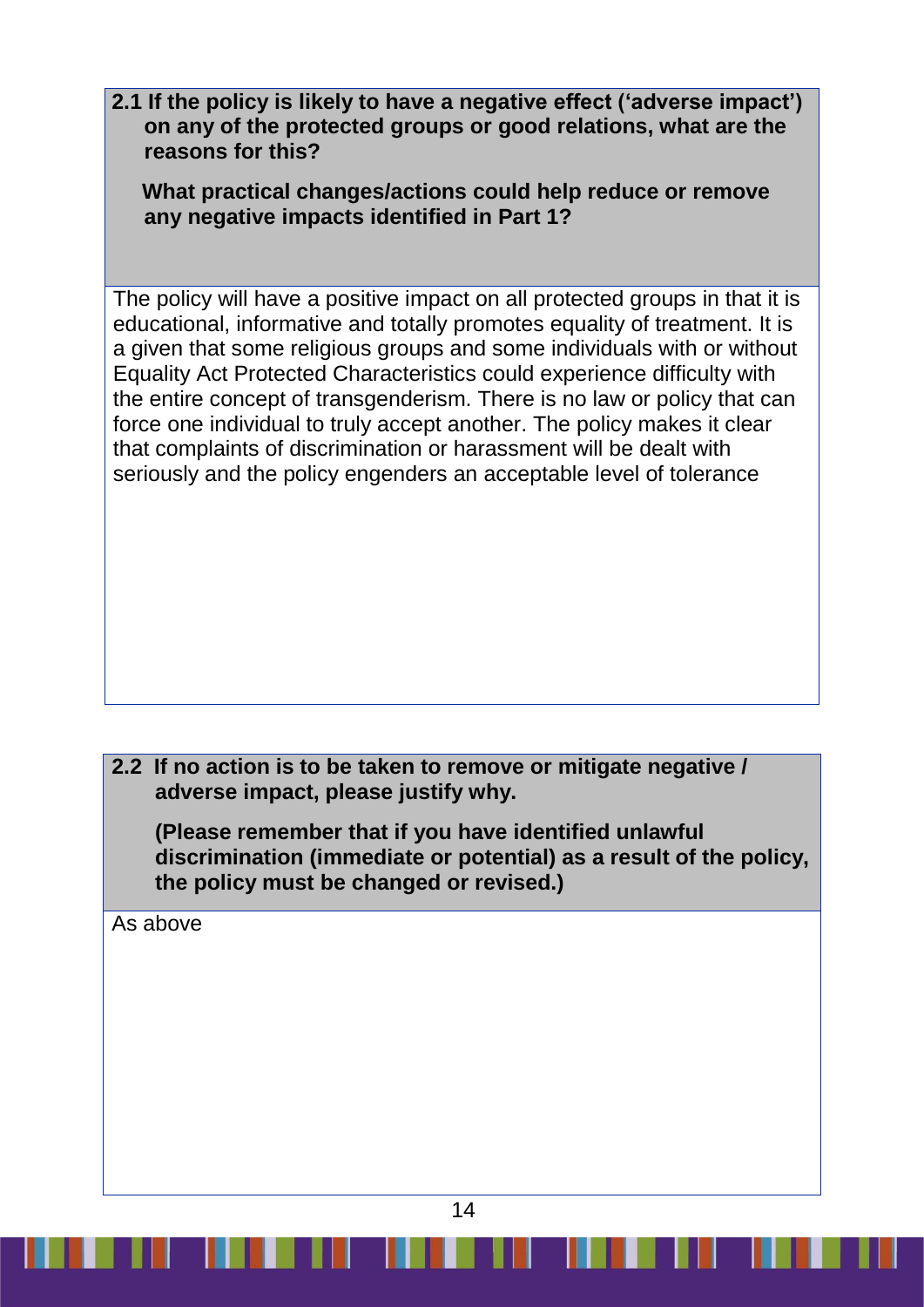**2.1 If the policy is likely to have a negative effect ('adverse impact') on any of the protected groups or good relations, what are the reasons for this?**

**What practical changes/actions could help reduce or remove any negative impacts identified in Part 1?**

The policy will have a positive impact on all protected groups in that it is educational, informative and totally promotes equality of treatment. It is a given that some religious groups and some individuals with or without Equality Act Protected Characteristics could experience difficulty with the entire concept of transgenderism. There is no law or policy that can force one individual to truly accept another. The policy makes it clear that complaints of discrimination or harassment will be dealt with seriously and the policy engenders an acceptable level of tolerance

**2.2 If no action is to be taken to remove or mitigate negative / adverse impact, please justify why.**

**(Please remember that if you have identified unlawful discrimination (immediate or potential) as a result of the policy, the policy must be changed or revised.)**

As above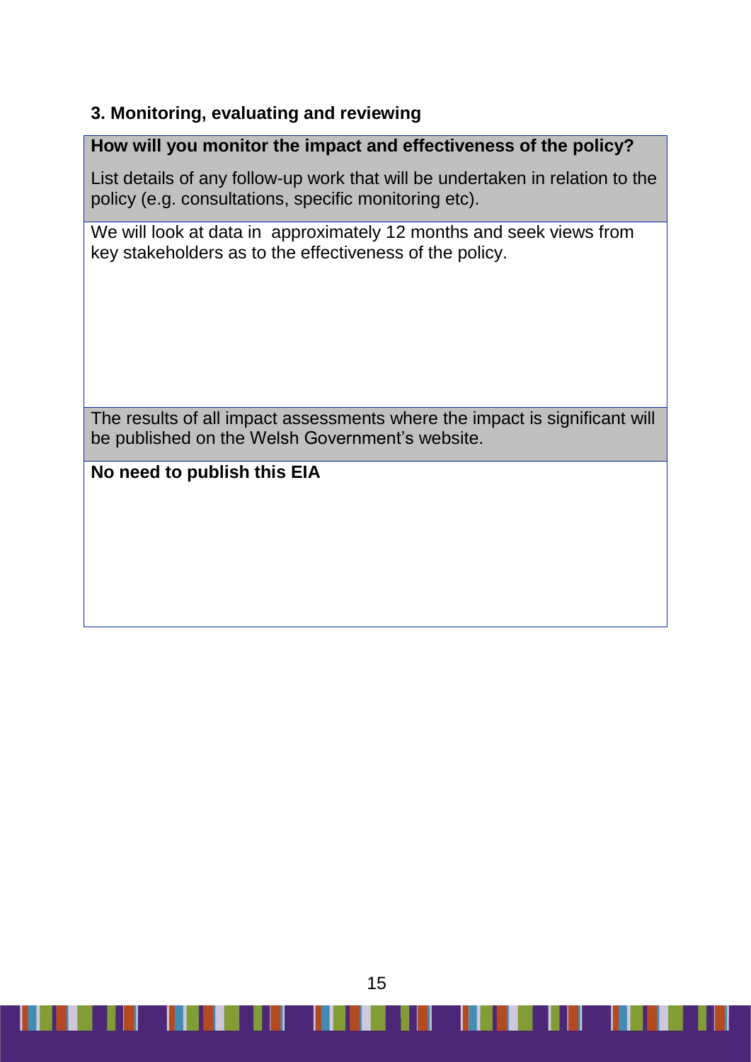### 3. Monitoring, evaluating and reviewing

| **How will you monitor the impact and effectiveness of the policy?**<br><br>List details of any follow-up work that will be undertaken in relation to the policy (e.g. consultations, specific monitoring etc). |
| --- |
| We will look at data in approximately 12 months and seek views from key stakeholders as to the effectiveness of the policy. |
| The results of all impact assessments where the impact is significant will be published on the Welsh Government's website. |
| **No need to publish this EIA** |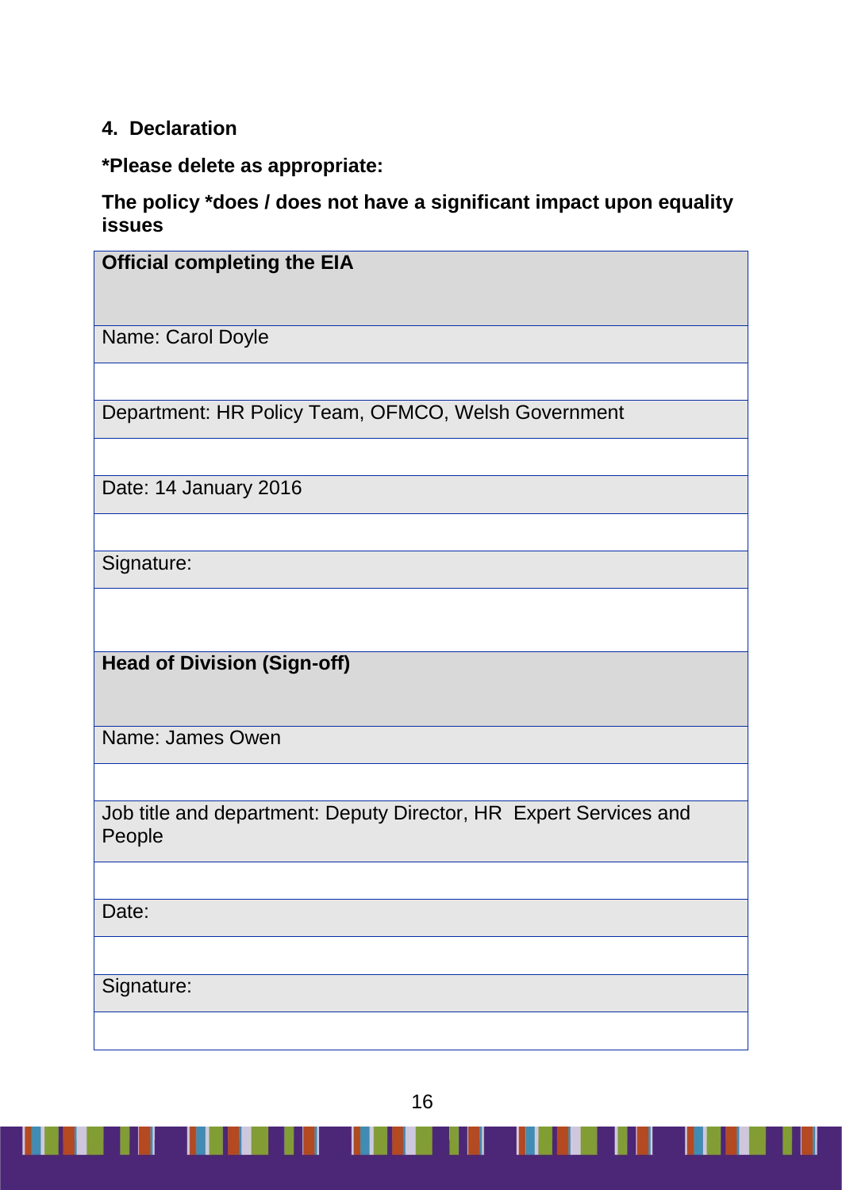## 4. Declaration

**\*Please delete as appropriate:**

**The policy \*does / does not have a significant impact upon equality issues**

| **Official completing the EIA** |
|---|
| Name: Carol Doyle |
| |
| Department: HR Policy Team, OFMCO, Welsh Government |
| |
| Date: 14 January 2016 |
| |
| Signature: |
| |
| **Head of Division (Sign-off)** |
| Name: James Owen |
| |
| Job title and department: Deputy Director, HR Expert Services and People |
| |
| Date: |
| |
| Signature: |
| |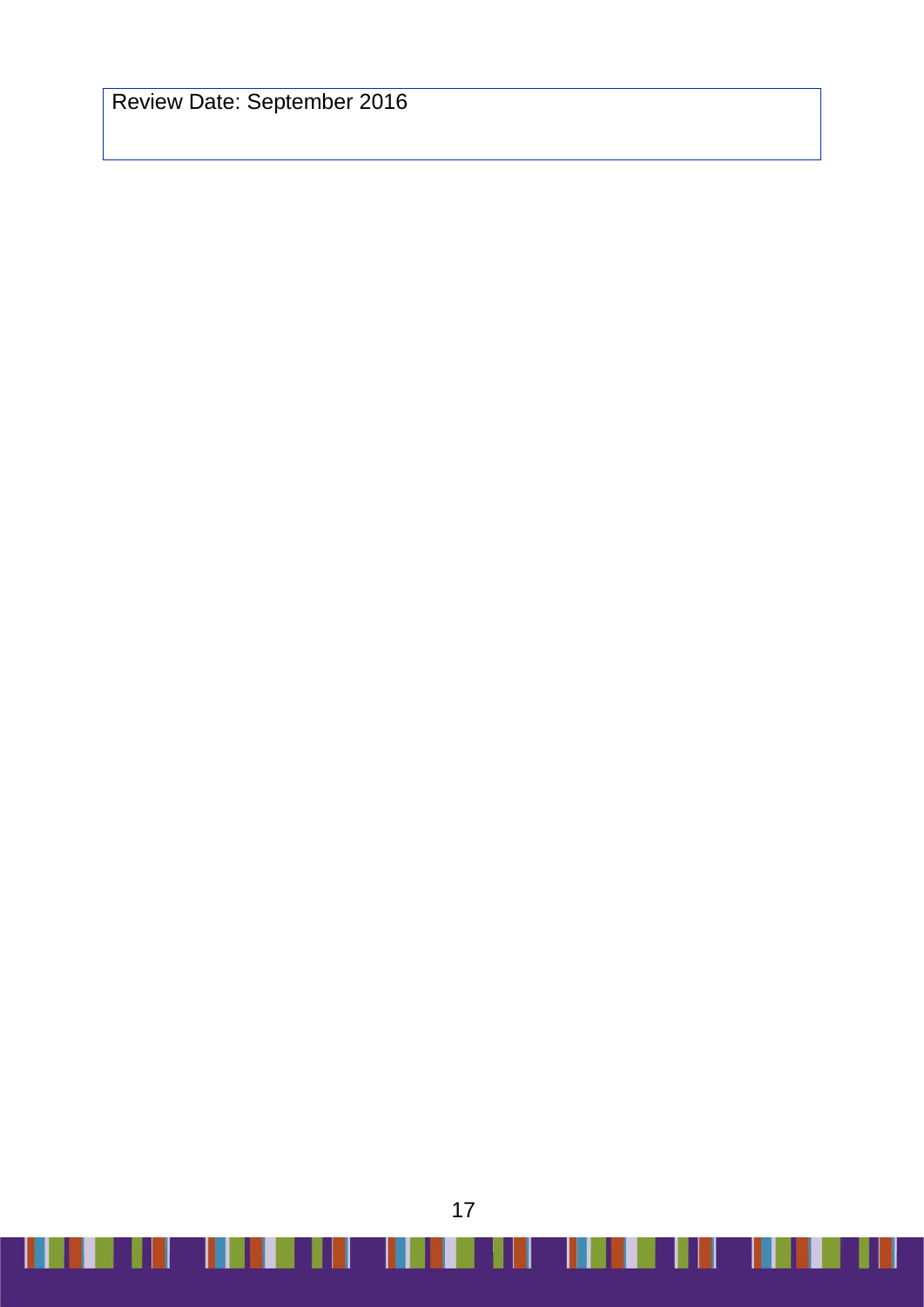Review Date: September 2016